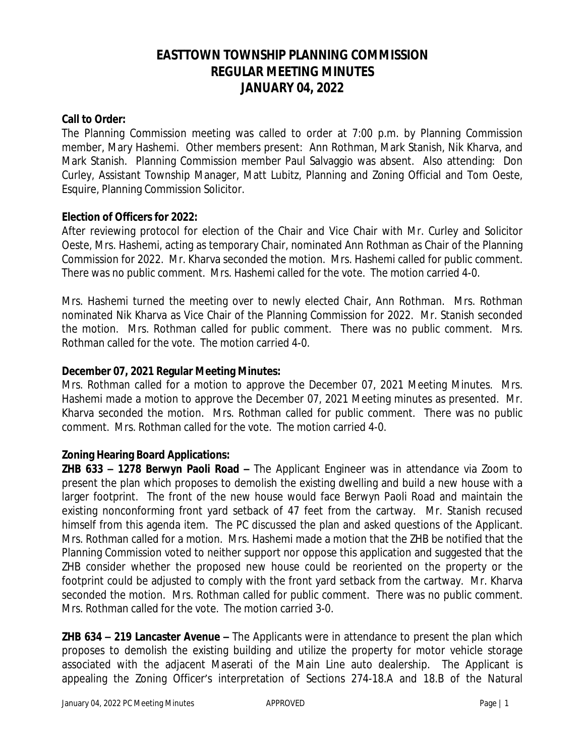# EASTTOWN TOWNSHIP PLANNING COMMISSION
# REGULAR MEETING MINUTES
# JANUARY 04, 2022

**Call to Order:**

The Planning Commission meeting was called to order at 7:00 p.m. by Planning Commission member, Mary Hashemi. Other members present: Ann Rothman, Mark Stanish, Nik Kharva, and Mark Stanish. Planning Commission member Paul Salvaggio was absent. Also attending: Don Curley, Assistant Township Manager, Matt Lubitz, Planning and Zoning Official and Tom Oeste, Esquire, Planning Commission Solicitor.

**Election of Officers for 2022:**

After reviewing protocol for election of the Chair and Vice Chair with Mr. Curley and Solicitor Oeste, Mrs. Hashemi, acting as temporary Chair, nominated Ann Rothman as Chair of the Planning Commission for 2022. Mr. Kharva seconded the motion. Mrs. Hashemi called for public comment. There was no public comment. Mrs. Hashemi called for the vote. The motion carried 4-0.

Mrs. Hashemi turned the meeting over to newly elected Chair, Ann Rothman. Mrs. Rothman nominated Nik Kharva as Vice Chair of the Planning Commission for 2022. Mr. Stanish seconded the motion. Mrs. Rothman called for public comment. There was no public comment. Mrs. Rothman called for the vote. The motion carried 4-0.

**December 07, 2021 Regular Meeting Minutes:**

Mrs. Rothman called for a motion to approve the December 07, 2021 Meeting Minutes. Mrs. Hashemi made a motion to approve the December 07, 2021 Meeting minutes as presented. Mr. Kharva seconded the motion. Mrs. Rothman called for public comment. There was no public comment. Mrs. Rothman called for the vote. The motion carried 4-0.

**Zoning Hearing Board Applications:**

**ZHB 633 – 1278 Berwyn Paoli Road –** The Applicant Engineer was in attendance via Zoom to present the plan which proposes to demolish the existing dwelling and build a new house with a larger footprint. The front of the new house would face Berwyn Paoli Road and maintain the existing nonconforming front yard setback of 47 feet from the cartway. Mr. Stanish recused himself from this agenda item. The PC discussed the plan and asked questions of the Applicant. Mrs. Rothman called for a motion. Mrs. Hashemi made a motion that the ZHB be notified that the Planning Commission voted to neither support nor oppose this application and suggested that the ZHB consider whether the proposed new house could be reoriented on the property or the footprint could be adjusted to comply with the front yard setback from the cartway. Mr. Kharva seconded the motion. Mrs. Rothman called for public comment. There was no public comment. Mrs. Rothman called for the vote. The motion carried 3-0.

**ZHB 634 – 219 Lancaster Avenue –** The Applicants were in attendance to present the plan which proposes to demolish the existing building and utilize the property for motor vehicle storage associated with the adjacent Maserati of the Main Line auto dealership. The Applicant is appealing the Zoning Officer's interpretation of Sections 274-18.A and 18.B of the Natural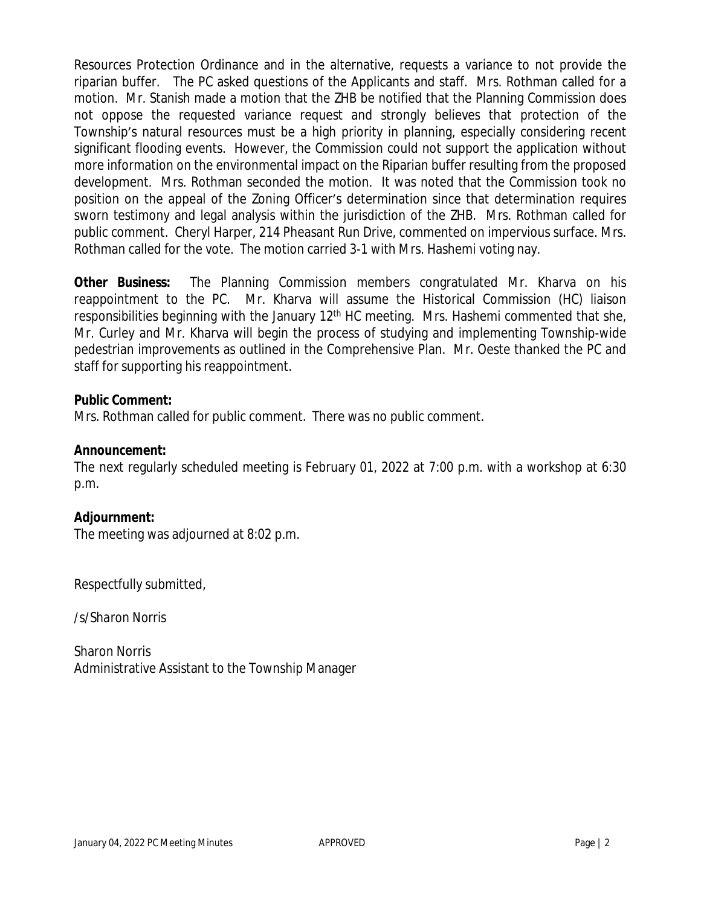Resources Protection Ordinance and in the alternative, requests a variance to not provide the riparian buffer. The PC asked questions of the Applicants and staff. Mrs. Rothman called for a motion. Mr. Stanish made a motion that the ZHB be notified that the Planning Commission does not oppose the requested variance request and strongly believes that protection of the Township's natural resources must be a high priority in planning, especially considering recent significant flooding events. However, the Commission could not support the application without more information on the environmental impact on the Riparian buffer resulting from the proposed development. Mrs. Rothman seconded the motion. It was noted that the Commission took no position on the appeal of the Zoning Officer's determination since that determination requires sworn testimony and legal analysis within the jurisdiction of the ZHB. Mrs. Rothman called for public comment. Cheryl Harper, 214 Pheasant Run Drive, commented on impervious surface. Mrs. Rothman called for the vote. The motion carried 3-1 with Mrs. Hashemi voting nay.

**Other Business:** The Planning Commission members congratulated Mr. Kharva on his reappointment to the PC. Mr. Kharva will assume the Historical Commission (HC) liaison responsibilities beginning with the January 12th HC meeting. Mrs. Hashemi commented that she, Mr. Curley and Mr. Kharva will begin the process of studying and implementing Township-wide pedestrian improvements as outlined in the Comprehensive Plan. Mr. Oeste thanked the PC and staff for supporting his reappointment.

**Public Comment:**
Mrs. Rothman called for public comment. There was no public comment.

**Announcement:**
The next regularly scheduled meeting is February 01, 2022 at 7:00 p.m. with a workshop at 6:30 p.m.

**Adjournment:**
The meeting was adjourned at 8:02 p.m.

Respectfully submitted,

*/s/Sharon Norris*

Sharon Norris
Administrative Assistant to the Township Manager